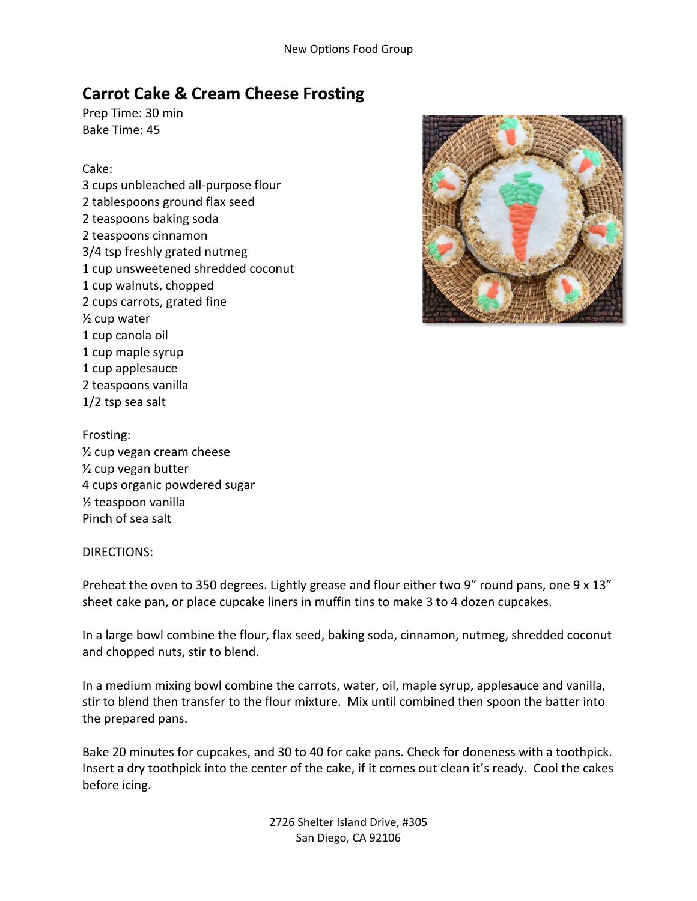# Carrot Cake & Cream Cheese Frosting

Prep Time: 30 min
Bake Time: 45

Cake:
3 cups unbleached all-purpose flour
2 tablespoons ground flax seed
2 teaspoons baking soda
2 teaspoons cinnamon
3/4 tsp freshly grated nutmeg
1 cup unsweetened shredded coconut
1 cup walnuts, chopped
2 cups carrots, grated fine
½ cup water
1 cup canola oil
1 cup maple syrup
1 cup applesauce
2 teaspoons vanilla
1/2 tsp sea salt

Frosting:
½ cup vegan cream cheese
½ cup vegan butter
4 cups organic powdered sugar
½ teaspoon vanilla
Pinch of sea salt

DIRECTIONS:

Preheat the oven to 350 degrees. Lightly grease and flour either two 9" round pans, one 9 x 13" sheet cake pan, or place cupcake liners in muffin tins to make 3 to 4 dozen cupcakes.

In a large bowl combine the flour, flax seed, baking soda, cinnamon, nutmeg, shredded coconut and chopped nuts, stir to blend.

In a medium mixing bowl combine the carrots, water, oil, maple syrup, applesauce and vanilla, stir to blend then transfer to the flour mixture. Mix until combined then spoon the batter into the prepared pans.

Bake 20 minutes for cupcakes, and 30 to 40 for cake pans. Check for doneness with a toothpick. Insert a dry toothpick into the center of the cake, if it comes out clean it's ready. Cool the cakes before icing.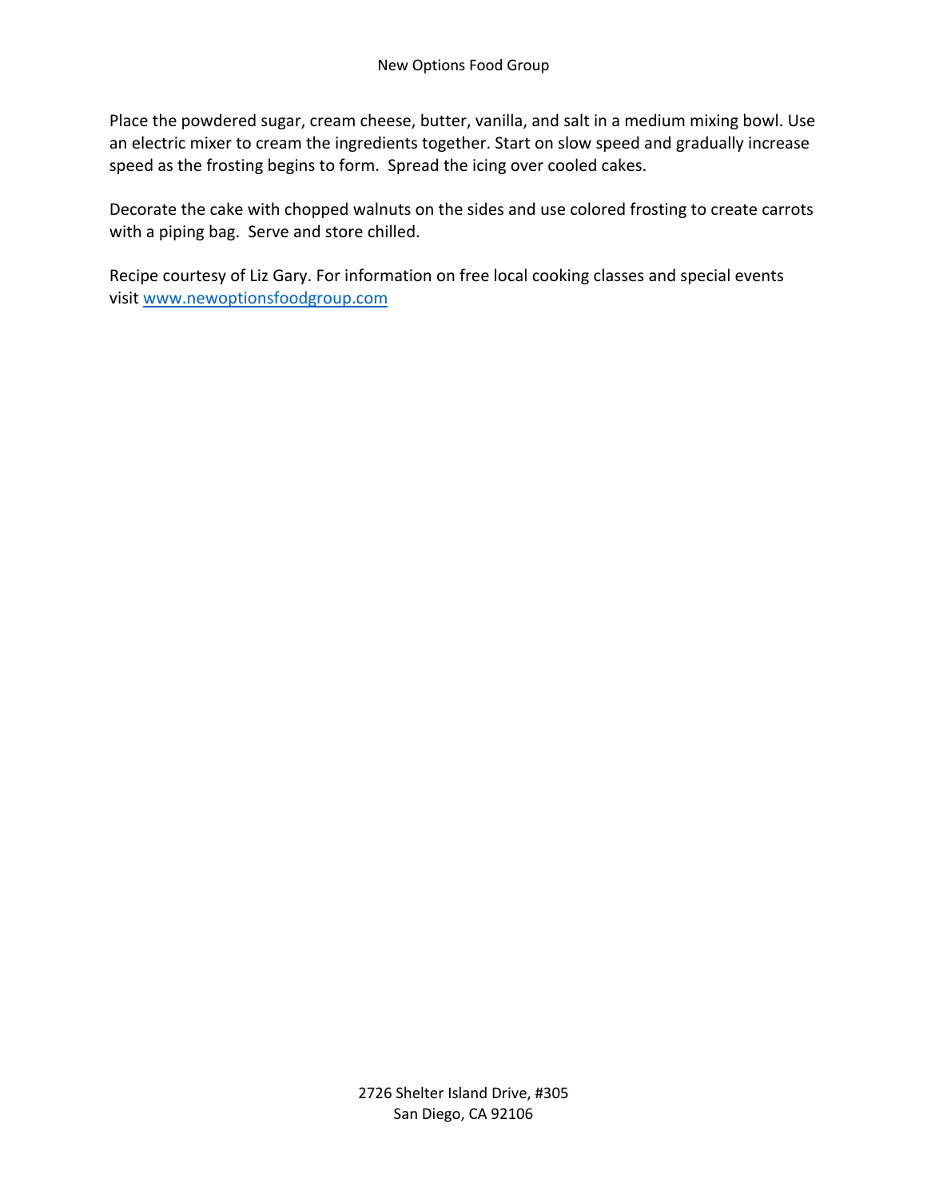Place the powdered sugar, cream cheese, butter, vanilla, and salt in a medium mixing bowl. Use an electric mixer to cream the ingredients together. Start on slow speed and gradually increase speed as the frosting begins to form. Spread the icing over cooled cakes.

Decorate the cake with chopped walnuts on the sides and use colored frosting to create carrots with a piping bag. Serve and store chilled.

Recipe courtesy of Liz Gary. For information on free local cooking classes and special events visit [www.newoptionsfoodgroup.com](http://www.newoptionsfoodgroup.com)